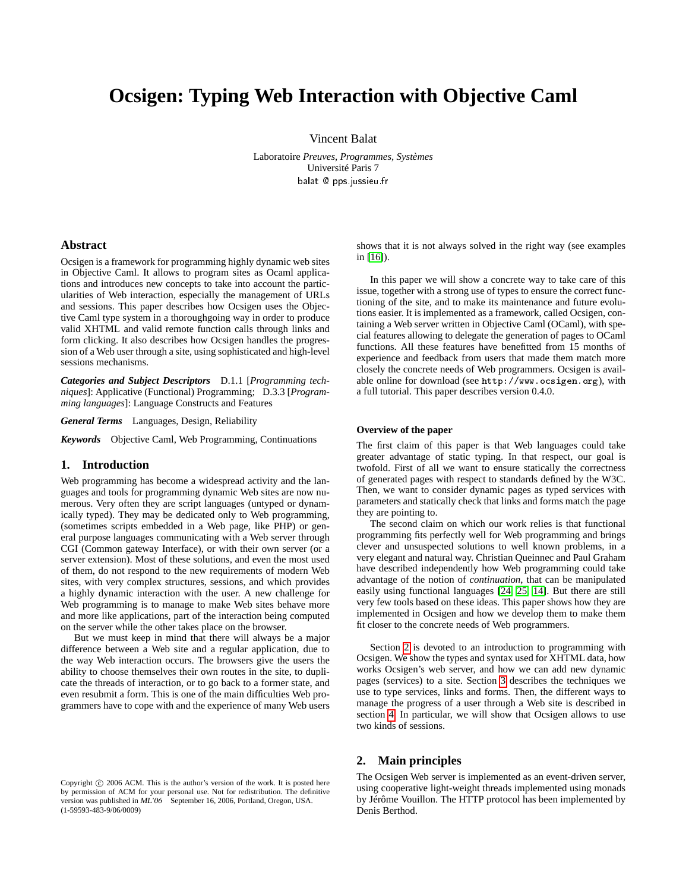# Ocsigen: Typing Web Interaction with Objective Caml

Vincent Balat

Laboratoire *Preuves, Programmes, Systèmes*
Université Paris 7
balat @ pps.jussieu.fr

## Abstract

Ocsigen is a framework for programming highly dynamic web sites in Objective Caml. It allows to program sites as Ocaml applications and introduces new concepts to take into account the particularities of Web interaction, especially the management of URLs and sessions. This paper describes how Ocsigen uses the Objective Caml type system in a thoroughgoing way in order to produce valid XHTML and valid remote function calls through links and form clicking. It also describes how Ocsigen handles the progression of a Web user through a site, using sophisticated and high-level sessions mechanisms.

***Categories and Subject Descriptors*** D.1.1 [*Programming techniques*]: Applicative (Functional) Programming; D.3.3 [*Programming languages*]: Language Constructs and Features

***General Terms*** Languages, Design, Reliability

***Keywords*** Objective Caml, Web Programming, Continuations

## 1. Introduction

Web programming has become a widespread activity and the languages and tools for programming dynamic Web sites are now numerous. Very often they are script languages (untyped or dynamically typed). They may be dedicated only to Web programming, (sometimes scripts embedded in a Web page, like PHP) or general purpose languages communicating with a Web server through CGI (Common gateway Interface), or with their own server (or a server extension). Most of these solutions, and even the most used of them, do not respond to the new requirements of modern Web sites, with very complex structures, sessions, and which provides a highly dynamic interaction with the user. A new challenge for Web programming is to manage to make Web sites behave more and more like applications, part of the interaction being computed on the server while the other takes place on the browser.

But we must keep in mind that there will always be a major difference between a Web site and a regular application, due to the way Web interaction occurs. The browsers give the users the ability to choose themselves their own routes in the site, to duplicate the threads of interaction, or to go back to a former state, and even resubmit a form. This is one of the main difficulties Web programmers have to cope with and the experience of many Web users shows that it is not always solved in the right way (see examples in [16]).

In this paper we will show a concrete way to take care of this issue, together with a strong use of types to ensure the correct functioning of the site, and to make its maintenance and future evolutions easier. It is implemented as a framework, called Ocsigen, containing a Web server written in Objective Caml (OCaml), with special features allowing to delegate the generation of pages to OCaml functions. All these features have benefitted from 15 months of experience and feedback from users that made them match more closely the concrete needs of Web programmers. Ocsigen is available online for download (see `http://www.ocsigen.org`), with a full tutorial. This paper describes version 0.4.0.

#### Overview of the paper

The first claim of this paper is that Web languages could take greater advantage of static typing. In that respect, our goal is twofold. First of all we want to ensure statically the correctness of generated pages with respect to standards defined by the W3C. Then, we want to consider dynamic pages as typed services with parameters and statically check that links and forms match the page they are pointing to.

The second claim on which our work relies is that functional programming fits perfectly well for Web programming and brings clever and unsuspected solutions to well known problems, in a very elegant and natural way. Christian Queinnec and Paul Graham have described independently how Web programming could take advantage of the notion of *continuation*, that can be manipulated easily using functional languages [24, 25, 14]. But there are still very few tools based on these ideas. This paper shows how they are implemented in Ocsigen and how we develop them to make them fit closer to the concrete needs of Web programmers.

Section 2 is devoted to an introduction to programming with Ocsigen. We show the types and syntax used for XHTML data, how works Ocsigen's web server, and how we can add new dynamic pages (services) to a site. Section 3 describes the techniques we use to type services, links and forms. Then, the different ways to manage the progress of a user through a Web site is described in section 4. In particular, we will show that Ocsigen allows to use two kinds of sessions.

## 2. Main principles

The Ocsigen Web server is implemented as an event-driven server, using cooperative light-weight threads implemented using monads by Jérôme Vouillon. The HTTP protocol has been implemented by Denis Berthod.

Copyright © 2006 ACM. This is the author's version of the work. It is posted here by permission of ACM for your personal use. Not for redistribution. The definitive version was published in *ML'06* September 16, 2006, Portland, Oregon, USA. (1-59593-483-9/06/0009)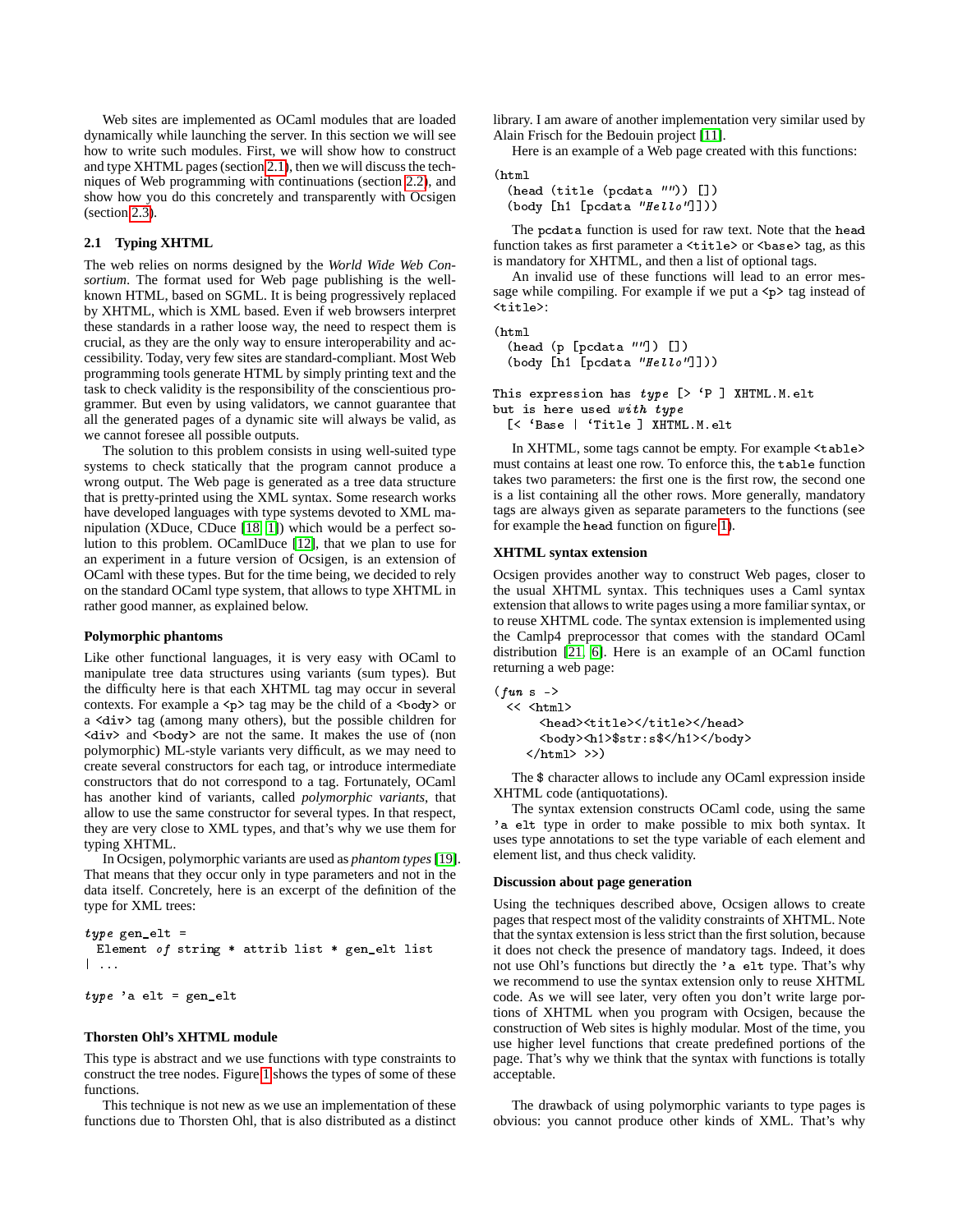Web sites are implemented as OCaml modules that are loaded dynamically while launching the server. In this section we will see how to write such modules. First, we will show how to construct and type XHTML pages (section 2.1), then we will discuss the techniques of Web programming with continuations (section 2.2), and show how you do this concretely and transparently with Ocsigen (section 2.3).

## 2.1 Typing XHTML

The web relies on norms designed by the *World Wide Web Consortium*. The format used for Web page publishing is the well-known HTML, based on SGML. It is being progressively replaced by XHTML, which is XML based. Even if web browsers interpret these standards in a rather loose way, the need to respect them is crucial, as they are the only way to ensure interoperability and accessibility. Today, very few sites are standard-compliant. Most Web programming tools generate HTML by simply printing text and the task to check validity is the responsibility of the conscientious programmer. But even by using validators, we cannot guarantee that all the generated pages of a dynamic site will always be valid, as we cannot foresee all possible outputs.

The solution to this problem consists in using well-suited type systems to check statically that the program cannot produce a wrong output. The Web page is generated as a tree data structure that is pretty-printed using the XML syntax. Some research works have developed languages with type systems devoted to XML manipulation (XDuce, CDuce [18, 1]) which would be a perfect solution to this problem. OCamlDuce [12], that we plan to use for an experiment in a future version of Ocsigen, is an extension of OCaml with these types. But for the time being, we decided to rely on the standard OCaml type system, that allows to type XHTML in rather good manner, as explained below.

### Polymorphic phantoms

Like other functional languages, it is very easy with OCaml to manipulate tree data structures using variants (sum types). But the difficulty here is that each XHTML tag may occur in several contexts. For example a `<p>` tag may be the child of a `<body>` or a `<div>` tag (among many others), but the possible children for `<div>` and `<body>` are not the same. It makes the use of (non polymorphic) ML-style variants very difficult, as we may need to create several constructors for each tag, or introduce intermediate constructors that do not correspond to a tag. Fortunately, OCaml has another kind of variants, called *polymorphic variants*, that allow to use the same constructor for several types. In that respect, they are very close to XML types, and that's why we use them for typing XHTML.

In Ocsigen, polymorphic variants are used as *phantom types* [19]. That means that they occur only in type parameters and not in the data itself. Concretely, here is an excerpt of the definition of the type for XML trees:

```
type gen_elt =
  Element of string * attrib list * gen_elt list
| ...

type 'a elt = gen_elt
```

### Thorsten Ohl's XHTML module

This type is abstract and we use functions with type constraints to construct the tree nodes. Figure 1 shows the types of some of these functions.

This technique is not new as we use an implementation of these functions due to Thorsten Ohl, that is also distributed as a distinct library. I am aware of another implementation very similar used by Alain Frisch for the Bedouin project [11].

Here is an example of a Web page created with this functions:

```
(html
  (head (title (pcdata "")) [])
  (body [h1 [pcdata "Hello"]]))
```

The `pcdata` function is used for raw text. Note that the `head` function takes as first parameter a `<title>` or `<base>` tag, as this is mandatory for XHTML, and then a list of optional tags.

An invalid use of these functions will lead to an error message while compiling. For example if we put a `<p>` tag instead of `<title>`:

```
(html
  (head (p [pcdata ""]) [])
  (body [h1 [pcdata "Hello"]]))

This expression has type [> `P ] XHTML.M.elt
but is here used with type
  [< `Base | `Title ] XHTML.M.elt
```

In XHTML, some tags cannot be empty. For example `<table>` must contains at least one row. To enforce this, the `table` function takes two parameters: the first one is the first row, the second one is a list containing all the other rows. More generally, mandatory tags are always given as separate parameters to the functions (see for example the `head` function on figure 1).

### XHTML syntax extension

Ocsigen provides another way to construct Web pages, closer to the usual XHTML syntax. This techniques uses a Caml syntax extension that allows to write pages using a more familiar syntax, or to reuse XHTML code. The syntax extension is implemented using the Camlp4 preprocessor that comes with the standard OCaml distribution [21, 6]. Here is an example of an OCaml function returning a web page:

```
(fun s ->
  << <html>
       <head><title></title></head>
       <body><h1>$str:s$</h1></body>
     </html> >>)
```

The `$` character allows to include any OCaml expression inside XHTML code (antiquotations).

The syntax extension constructs OCaml code, using the same `'a elt` type in order to make possible to mix both syntax. It uses type annotations to set the type variable of each element and element list, and thus check validity.

### Discussion about page generation

Using the techniques described above, Ocsigen allows to create pages that respect most of the validity constraints of XHTML. Note that the syntax extension is less strict than the first solution, because it does not check the presence of mandatory tags. Indeed, it does not use Ohl's functions but directly the `'a elt` type. That's why we recommend to use the syntax extension only to reuse XHTML code. As we will see later, very often you don't write large portions of XHTML when you program with Ocsigen, because the construction of Web sites is highly modular. Most of the time, you use higher level functions that create predefined portions of the page. That's why we think that the syntax with functions is totally acceptable.

The drawback of using polymorphic variants to type pages is obvious: you cannot produce other kinds of XML. That's why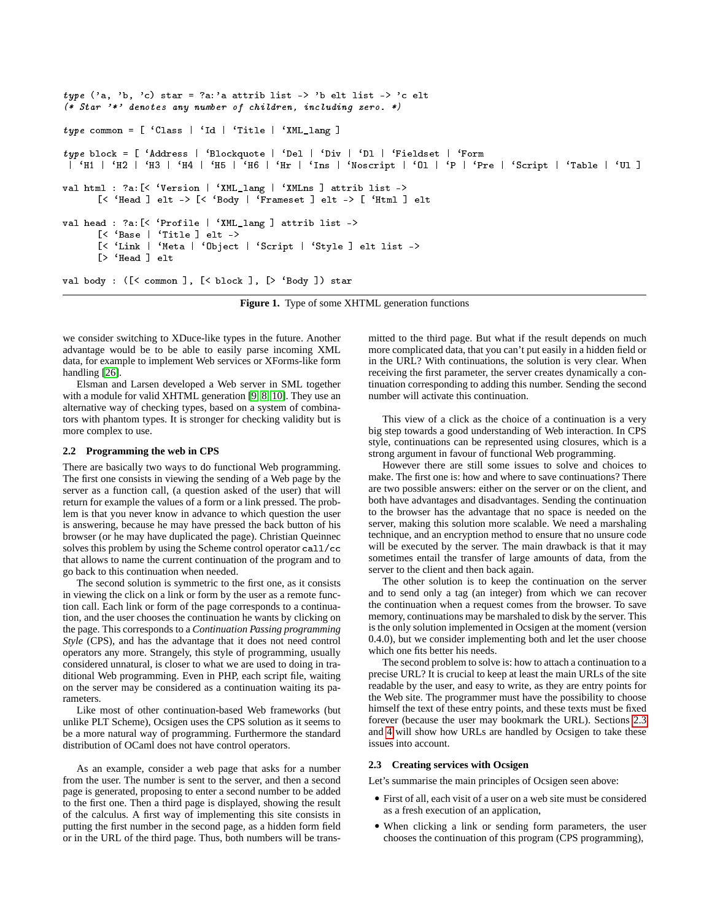```
type ('a, 'b, 'c) star = ?a:'a attrib list -> 'b elt list -> 'c elt
(* Star '*' denotes any number of children, including zero. *)

type common = [ `Class | `Id | `Title | `XML_lang ]

type block = [ `Address | `Blockquote | `Del | `Div | `Dl | `Fieldset | `Form
 | `H1 | `H2 | `H3 | `H4 | `H5 | `H6 | `Hr | `Ins | `Noscript | `Ol | `P | `Pre | `Script | `Table | `Ul ]

val html : ?a:[< `Version | `XML_lang | `XMLns ] attrib list ->
      [< `Head ] elt -> [< `Body | `Frameset ] elt -> [ `Html ] elt

val head : ?a:[< `Profile | `XML_lang ] attrib list ->
      [< `Base | `Title ] elt ->
      [< `Link | `Meta | `Object | `Script | `Style ] elt list ->
      [> `Head ] elt

val body : ([< common ], [< block ], [> `Body ]) star
```

**Figure 1.** Type of some XHTML generation functions

we consider switching to XDuce-like types in the future. Another advantage would be to be able to easily parse incoming XML data, for example to implement Web services or XForms-like form handling [26].

Elsman and Larsen developed a Web server in SML together with a module for valid XHTML generation [9, 8, 10]. They use an alternative way of checking types, based on a system of combinators with phantom types. It is stronger for checking validity but is more complex to use.

### 2.2 Programming the web in CPS

There are basically two ways to do functional Web programming. The first one consists in viewing the sending of a Web page by the server as a function call, (a question asked of the user) that will return for example the values of a form or a link pressed. The problem is that you never know in advance to which question the user is answering, because he may have pressed the back button of his browser (or he may have duplicated the page). Christian Queinnec solves this problem by using the Scheme control operator `call/cc` that allows to name the current continuation of the program and to go back to this continuation when needed.

The second solution is symmetric to the first one, as it consists in viewing the click on a link or form by the user as a remote function call. Each link or form of the page corresponds to a continuation, and the user chooses the continuation he wants by clicking on the page. This corresponds to a *Continuation Passing programming Style* (CPS), and has the advantage that it does not need control operators any more. Strangely, this style of programming, usually considered unnatural, is closer to what we are used to doing in traditional Web programming. Even in PHP, each script file, waiting on the server may be considered as a continuation waiting its parameters.

Like most of other continuation-based Web frameworks (but unlike PLT Scheme), Ocsigen uses the CPS solution as it seems to be a more natural way of programming. Furthermore the standard distribution of OCaml does not have control operators.

As an example, consider a web page that asks for a number from the user. The number is sent to the server, and then a second page is generated, proposing to enter a second number to be added to the first one. Then a third page is displayed, showing the result of the calculus. A first way of implementing this site consists in putting the first number in the second page, as a hidden form field or in the URL of the third page. Thus, both numbers will be transmitted to the third page. But what if the result depends on much more complicated data, that you can't put easily in a hidden field or in the URL? With continuations, the solution is very clear. When receiving the first parameter, the server creates dynamically a continuation corresponding to adding this number. Sending the second number will activate this continuation.

This view of a click as the choice of a continuation is a very big step towards a good understanding of Web interaction. In CPS style, continuations can be represented using closures, which is a strong argument in favour of functional Web programming.

However there are still some issues to solve and choices to make. The first one is: how and where to save continuations? There are two possible answers: either on the server or on the client, and both have advantages and disadvantages. Sending the continuation to the browser has the advantage that no space is needed on the server, making this solution more scalable. We need a marshaling technique, and an encryption method to ensure that no unsure code will be executed by the server. The main drawback is that it may sometimes entail the transfer of large amounts of data, from the server to the client and then back again.

The other solution is to keep the continuation on the server and to send only a tag (an integer) from which we can recover the continuation when a request comes from the browser. To save memory, continuations may be marshaled to disk by the server. This is the only solution implemented in Ocsigen at the moment (version 0.4.0), but we consider implementing both and let the user choose which one fits better his needs.

The second problem to solve is: how to attach a continuation to a precise URL? It is crucial to keep at least the main URLs of the site readable by the user, and easy to write, as they are entry points for the Web site. The programmer must have the possibility to choose himself the text of these entry points, and these texts must be fixed forever (because the user may bookmark the URL). Sections 2.3 and 4 will show how URLs are handled by Ocsigen to take these issues into account.

### 2.3 Creating services with Ocsigen

Let's summarise the main principles of Ocsigen seen above:

- First of all, each visit of a user on a web site must be considered as a fresh execution of an application,
- When clicking a link or sending form parameters, the user chooses the continuation of this program (CPS programming),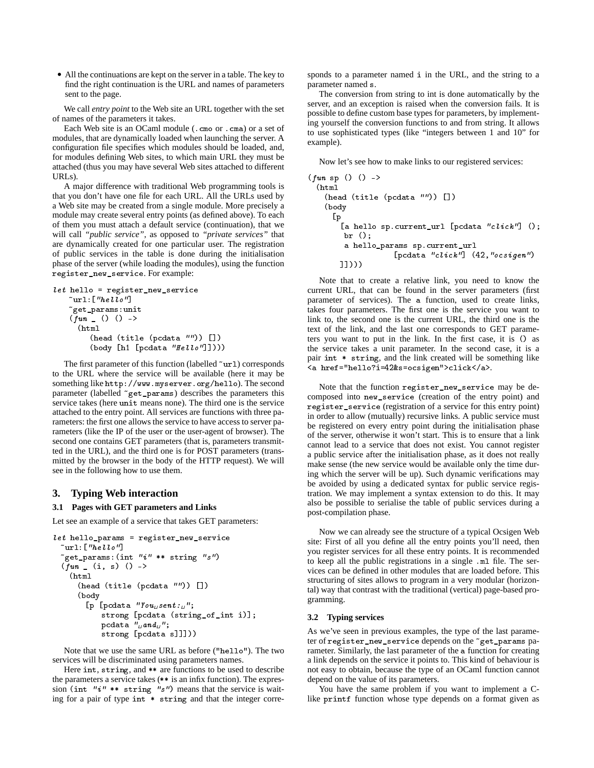- All the continuations are kept on the server in a table. The key to find the right continuation is the URL and names of parameters sent to the page.

We call *entry point* to the Web site an URL together with the set of names of the parameters it takes.

Each Web site is an OCaml module (.cmo or .cma) or a set of modules, that are dynamically loaded when launching the server. A configuration file specifies which modules should be loaded, and, for modules defining Web sites, to which main URL they must be attached (thus you may have several Web sites attached to different URLs).

A major difference with traditional Web programming tools is that you don't have one file for each URL. All the URLs used by a Web site may be created from a single module. More precisely a module may create several entry points (as defined above). To each of them you must attach a default service (continuation), that we will call *"public service"*, as opposed to *"private services"* that are dynamically created for one particular user. The registration of public services in the table is done during the initialisation phase of the server (while loading the modules), using the function register_new_service. For example:

```
let hello = register_new_service
    ~url:["hello"]
    ~get_params:unit
    (fun _ () () ->
      (html
         (head (title (pcdata "")) [])
         (body [h1 [pcdata "Hello"]])))
```

The first parameter of this function (labelled ~url) corresponds to the URL where the service will be available (here it may be something like http://www.myserver.org/hello). The second parameter (labelled ~get_params) describes the parameters this service takes (here unit means none). The third one is the service attached to the entry point. All services are functions with three parameters: the first one allows the service to have access to server parameters (like the IP of the user or the user-agent of browser). The second one contains GET parameters (that is, parameters transmitted in the URL), and the third one is for POST parameters (transmitted by the browser in the body of the HTTP request). We will see in the following how to use them.

## 3. Typing Web interaction

### 3.1 Pages with GET parameters and Links

Let see an example of a service that takes GET parameters:

```
let hello_params = register_new_service
  ~url:["hello"]
  ~get_params:(int "i" ** string "s")
  (fun _ (i, s) () ->
    (html
      (head (title (pcdata "")) [])
      (body
        [p [pcdata "You sent: ";
            strong [pcdata (string_of_int i)];
            pcdata " and ";
            strong [pcdata s]]])))
```

Note that we use the same URL as before ("hello"). The two services will be discriminated using parameters names.

Here int, string, and ** are functions to be used to describe the parameters a service takes (** is an infix function). The expression (int "i" ** string "s") means that the service is waiting for a pair of type int * string and that the integer corresponds to a parameter named i in the URL, and the string to a parameter named s.

The conversion from string to int is done automatically by the server, and an exception is raised when the conversion fails. It is possible to define custom base types for parameters, by implementing yourself the conversion functions to and from string. It allows to use sophisticated types (like "integers between 1 and 10" for example).

Now let's see how to make links to our registered services:

```
(fun sp () () ->
  (html
    (head (title (pcdata "")) [])
    (body
      [p
        [a hello sp.current_url [pcdata "click"] ();
         br ();
         a hello_params sp.current_url
                  [pcdata "click"] (42,"ocsigen")
       ]])))
```

Note that to create a relative link, you need to know the current URL, that can be found in the server parameters (first parameter of services). The a function, used to create links, takes four parameters. The first one is the service you want to link to, the second one is the current URL, the third one is the text of the link, and the last one corresponds to GET parameters you want to put in the link. In the first case, it is () as the service takes a unit parameter. In the second case, it is a pair int * string, and the link created will be something like <a href="hello?i=42&s=ocsigen">click</a>.

Note that the function register_new_service may be decomposed into new_service (creation of the entry point) and register_service (registration of a service for this entry point) in order to allow (mutually) recursive links. A public service must be registered on every entry point during the initialisation phase of the server, otherwise it won't start. This is to ensure that a link cannot lead to a service that does not exist. You cannot register a public service after the initialisation phase, as it does not really make sense (the new service would be available only the time during which the server will be up). Such dynamic verifications may be avoided by using a dedicated syntax for public service registration. We may implement a syntax extension to do this. It may also be possible to serialise the table of public services during a post-compilation phase.

Now we can already see the structure of a typical Ocsigen Web site: First of all you define all the entry points you'll need, then you register services for all these entry points. It is recommended to keep all the public registrations in a single .ml file. The services can be defined in other modules that are loaded before. This structuring of sites allows to program in a very modular (horizontal) way that contrast with the traditional (vertical) page-based programming.

### 3.2 Typing services

As we've seen in previous examples, the type of the last parameter of register_new_service depends on the ~get_params parameter. Similarly, the last parameter of the a function for creating a link depends on the service it points to. This kind of behaviour is not easy to obtain, because the type of an OCaml function cannot depend on the value of its parameters.

You have the same problem if you want to implement a C-like printf function whose type depends on a format given as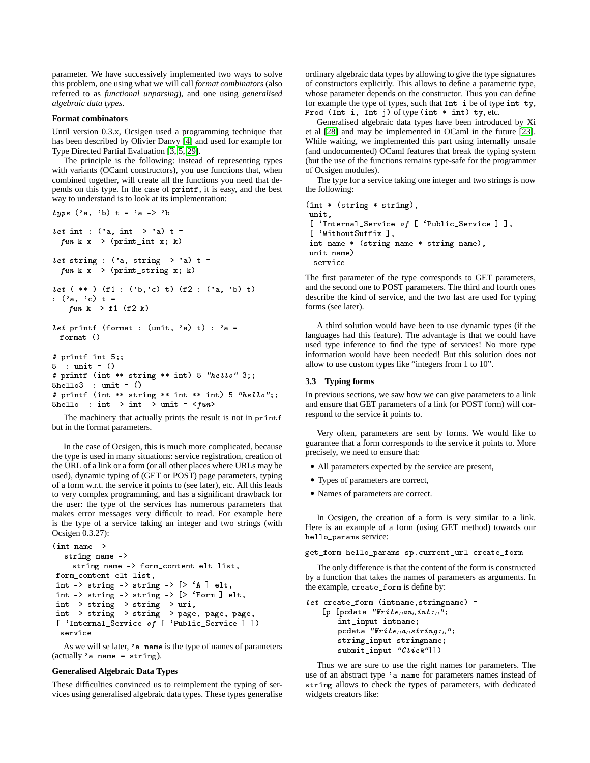parameter. We have successively implemented two ways to solve this problem, one using what we will call *format combinators* (also referred to as *functional unparsing*), and one using *generalised algebraic data types*.

**Format combinators**

Until version 0.3.x, Ocsigen used a programming technique that has been described by Olivier Danvy [4] and used for example for Type Directed Partial Evaluation [3, 5, 29].

The principle is the following: instead of representing types with variants (OCaml constructors), you use functions that, when combined together, will create all the functions you need that depends on this type. In the case of `printf`, it is easy, and the best way to understand is to look at its implementation:

```
type ('a, 'b) t = 'a -> 'b

let int : ('a, int -> 'a) t =
  fun k x -> (print_int x; k)

let string : ('a, string -> 'a) t =
  fun k x -> (print_string x; k)

let ( ** ) (f1 : ('b,'c) t) (f2 : ('a, 'b) t)
: ('a, 'c) t =
    fun k -> f1 (f2 k)

let printf (format : (unit, 'a) t) : 'a =
  format ()

# printf int 5;;
5- : unit = ()
# printf (int ** string ** int) 5 "hello" 3;;
5hello3- : unit = ()
# printf (int ** string ** int ** int) 5 "hello";;
5hello- : int -> int -> unit = <fun>
```

The machinery that actually prints the result is not in `printf` but in the format parameters.

In the case of Ocsigen, this is much more complicated, because the type is used in many situations: service registration, creation of the URL of a link or a form (or all other places where URLs may be used), dynamic typing of (GET or POST) page parameters, typing of a form w.r.t. the service it points to (see later), etc. All this leads to very complex programming, and has a significant drawback for the user: the type of the services has numerous parameters that makes error messages very difficult to read. For example here is the type of a service taking an integer and two strings (with Ocsigen 0.3.27):

```
(int name ->
   string name ->
     string name -> form_content elt list,
 form_content elt list,
 int -> string -> string -> [> `A ] elt,
 int -> string -> string -> [> `Form ] elt,
 int -> string -> string -> uri,
 int -> string -> string -> page, page, page,
 [ `Internal_Service of [ `Public_Service ] ])
  service
```

As we will se later, `'a name` is the type of names of parameters (actually `'a name = string`).

**Generalised Algebraic Data Types**

These difficulties convinced us to reimplement the typing of services using generalised algebraic data types. These types generalise ordinary algebraic data types by allowing to give the type signatures of constructors explicitly. This allows to define a parametric type, whose parameter depends on the constructor. Thus you can define for example the type of types, such that `Int i` be of type `int ty`, `Prod (Int i, Int j)` of type `(int * int) ty`, etc.

Generalised algebraic data types have been introduced by Xi et al [28] and may be implemented in OCaml in the future [23]. While waiting, we implemented this part using internally unsafe (and undocumented) OCaml features that break the typing system (but the use of the functions remains type-safe for the programmer of Ocsigen modules).

The type for a service taking one integer and two strings is now the following:

```
(int * (string * string),
 unit,
 [ `Internal_Service of [ `Public_Service ] ],
 [ `WithoutSuffix ],
 int name * (string name * string name),
 unit name)
  service
```

The first parameter of the type corresponds to GET parameters, and the second one to POST parameters. The third and fourth ones describe the kind of service, and the two last are used for typing forms (see later).

A third solution would have been to use dynamic types (if the languages had this feature). The advantage is that we could have used type inference to find the type of services! No more type information would have been needed! But this solution does not allow to use custom types like "integers from 1 to 10".

### 3.3 Typing forms

In previous sections, we saw how we can give parameters to a link and ensure that GET parameters of a link (or POST form) will correspond to the service it points to.

Very often, parameters are sent by forms. We would like to guarantee that a form corresponds to the service it points to. More precisely, we need to ensure that:

- All parameters expected by the service are present,
- Types of parameters are correct,
- Names of parameters are correct.

In Ocsigen, the creation of a form is very similar to a link. Here is an example of a form (using GET method) towards our `hello_params` service:

```
get_form hello_params sp.current_url create_form
```

The only difference is that the content of the form is constructed by a function that takes the names of parameters as arguments. In the example, `create_form` is define by:

```
let create_form (intname,stringname) =
    [p [pcdata "Write an int: ";
        int_input intname;
        pcdata "Write a string: ";
        string_input stringname;
        submit_input "Click"]]
```

Thus we are sure to use the right names for parameters. The use of an abstract type `'a name` for parameters names instead of `string` allows to check the types of parameters, with dedicated widgets creators like: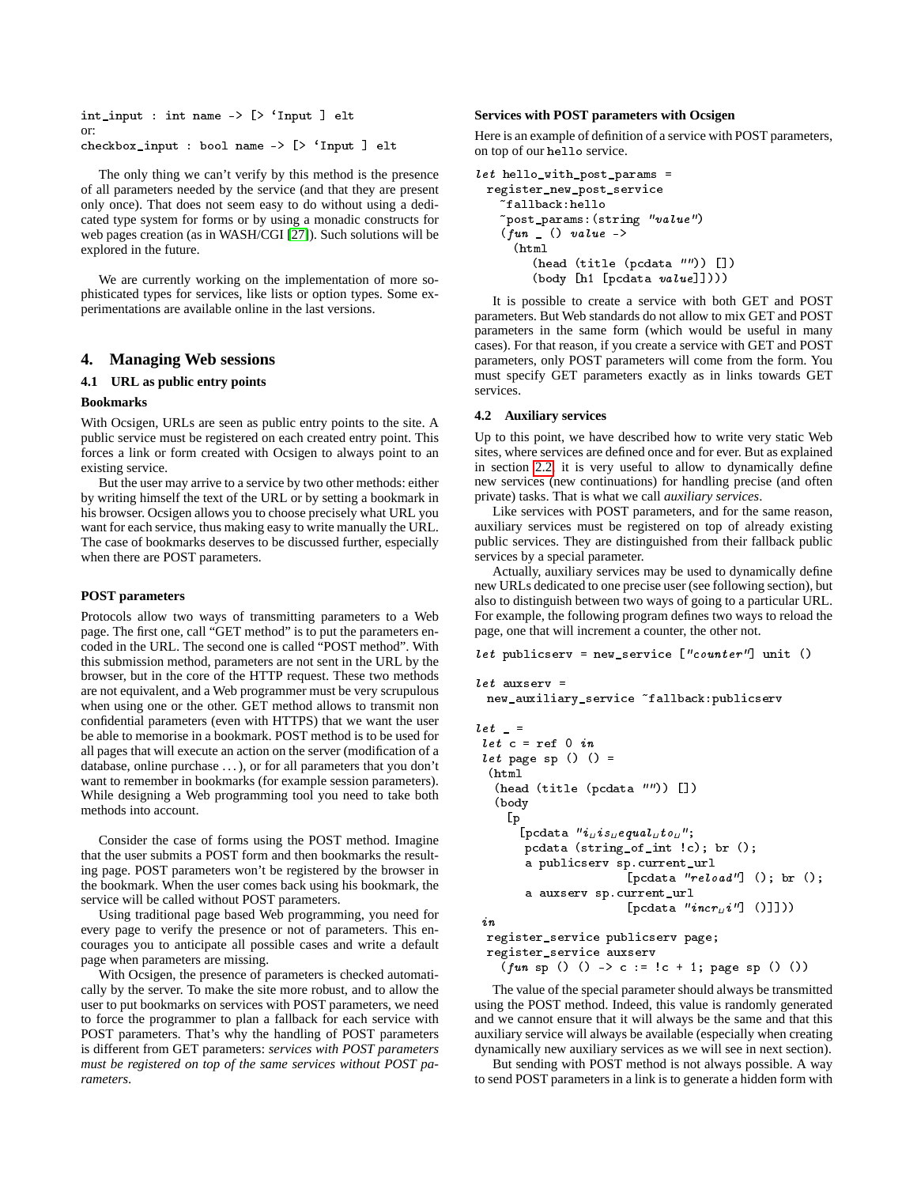```
int_input : int name -> [> `Input ] elt
```

or:

```
checkbox_input : bool name -> [> `Input ] elt
```

The only thing we can't verify by this method is the presence of all parameters needed by the service (and that they are present only once). That does not seem easy to do without using a dedicated type system for forms or by using a monadic constructs for web pages creation (as in WASH/CGI [27]). Such solutions will be explored in the future.

We are currently working on the implementation of more sophisticated types for services, like lists or option types. Some experimentations are available online in the last versions.

## 4. Managing Web sessions

### 4.1 URL as public entry points

#### Bookmarks

With Ocsigen, URLs are seen as public entry points to the site. A public service must be registered on each created entry point. This forces a link or form created with Ocsigen to always point to an existing service.

But the user may arrive to a service by two other methods: either by writing himself the text of the URL or by setting a bookmark in his browser. Ocsigen allows you to choose precisely what URL you want for each service, thus making easy to write manually the URL. The case of bookmarks deserves to be discussed further, especially when there are POST parameters.

#### POST parameters

Protocols allow two ways of transmitting parameters to a Web page. The first one, call "GET method" is to put the parameters encoded in the URL. The second one is called "POST method". With this submission method, parameters are not sent in the URL by the browser, but in the core of the HTTP request. These two methods are not equivalent, and a Web programmer must be very scrupulous when using one or the other. GET method allows to transmit non confidential parameters (even with HTTPS) that we want the user be able to memorise in a bookmark. POST method is to be used for all pages that will execute an action on the server (modification of a database, online purchase ...), or for all parameters that you don't want to remember in bookmarks (for example session parameters). While designing a Web programming tool you need to take both methods into account.

Consider the case of forms using the POST method. Imagine that the user submits a POST form and then bookmarks the resulting page. POST parameters won't be registered by the browser in the bookmark. When the user comes back using his bookmark, the service will be called without POST parameters.

Using traditional page based Web programming, you need for every page to verify the presence or not of parameters. This encourages you to anticipate all possible cases and write a default page when parameters are missing.

With Ocsigen, the presence of parameters is checked automatically by the server. To make the site more robust, and to allow the user to put bookmarks on services with POST parameters, we need to force the programmer to plan a fallback for each service with POST parameters. That's why the handling of POST parameters is different from GET parameters: *services with POST parameters must be registered on top of the same services without POST parameters.*

#### Services with POST parameters with Ocsigen

Here is an example of definition of a service with POST parameters, on top of our `hello` service.

```
let hello_with_post_params =
  register_new_post_service
    ~fallback:hello
    ~post_params:(string "value")
    (fun _ () value ->
      (html
         (head (title (pcdata "")) [])
         (body [h1 [pcdata value]])))
```

It is possible to create a service with both GET and POST parameters. But Web standards do not allow to mix GET and POST parameters in the same form (which would be useful in many cases). For that reason, if you create a service with GET and POST parameters, only POST parameters will come from the form. You must specify GET parameters exactly as in links towards GET services.

### 4.2 Auxiliary services

Up to this point, we have described how to write very static Web sites, where services are defined once and for ever. But as explained in section 2.2, it is very useful to allow to dynamically define new services (new continuations) for handling precise (and often private) tasks. That is what we call *auxiliary services*.

Like services with POST parameters, and for the same reason, auxiliary services must be registered on top of already existing public services. They are distinguished from their fallback public services by a special parameter.

Actually, auxiliary services may be used to dynamically define new URLs dedicated to one precise user (see following section), but also to distinguish between two ways of going to a particular URL. For example, the following program defines two ways to reload the page, one that will increment a counter, the other not.

```
let publicserv = new_service ["counter"] unit ()

let auxserv =
  new_auxiliary_service ~fallback:publicserv

let _ =
 let c = ref 0 in
 let page sp () () =
  (html
   (head (title (pcdata "")) [])
   (body
     [p
       [pcdata "i is equal to ";
        pcdata (string_of_int !c); br ();
        a publicserv sp.current_url
                      [pcdata "reload"] (); br ();
        a auxserv sp.current_url
                      [pcdata "incr i"] ()]]))
 in
  register_service publicserv page;
  register_service auxserv
    (fun sp () () -> c := !c + 1; page sp () ())
```

The value of the special parameter should always be transmitted using the POST method. Indeed, this value is randomly generated and we cannot ensure that it will always be the same and that this auxiliary service will always be available (especially when creating dynamically new auxiliary services as we will see in next section).

But sending with POST method is not always possible. A way to send POST parameters in a link is to generate a hidden form with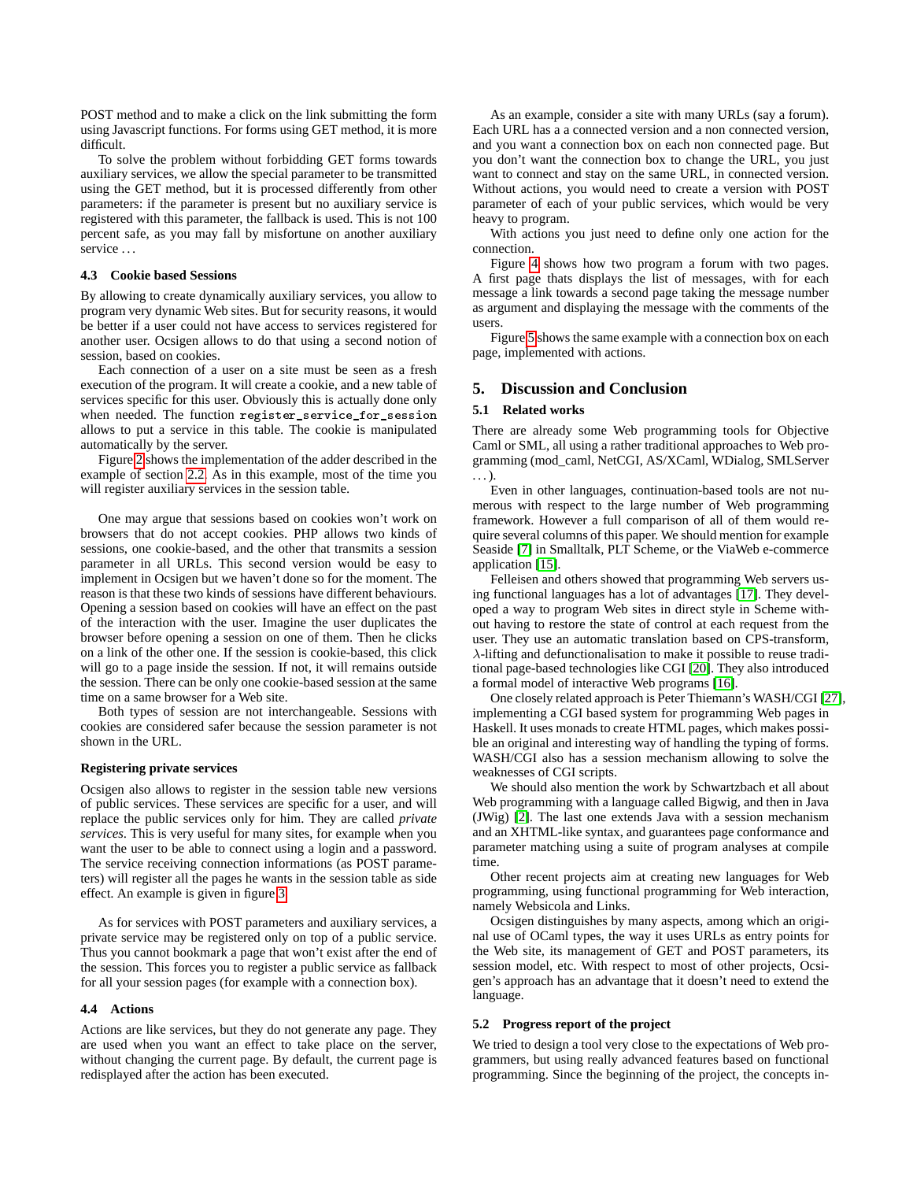POST method and to make a click on the link submitting the form using Javascript functions. For forms using GET method, it is more difficult.

To solve the problem without forbidding GET forms towards auxiliary services, we allow the special parameter to be transmitted using the GET method, but it is processed differently from other parameters: if the parameter is present but no auxiliary service is registered with this parameter, the fallback is used. This is not 100 percent safe, as you may fall by misfortune on another auxiliary service . . .

### 4.3 Cookie based Sessions

By allowing to create dynamically auxiliary services, you allow to program very dynamic Web sites. But for security reasons, it would be better if a user could not have access to services registered for another user. Ocsigen allows to do that using a second notion of session, based on cookies.

Each connection of a user on a site must be seen as a fresh execution of the program. It will create a cookie, and a new table of services specific for this user. Obviously this is actually done only when needed. The function `register_service_for_session` allows to put a service in this table. The cookie is manipulated automatically by the server.

Figure 2 shows the implementation of the adder described in the example of section 2.2. As in this example, most of the time you will register auxiliary services in the session table.

One may argue that sessions based on cookies won't work on browsers that do not accept cookies. PHP allows two kinds of sessions, one cookie-based, and the other that transmits a session parameter in all URLs. This second version would be easy to implement in Ocsigen but we haven't done so for the moment. The reason is that these two kinds of sessions have different behaviours. Opening a session based on cookies will have an effect on the past of the interaction with the user. Imagine the user duplicates the browser before opening a session on one of them. Then he clicks on a link of the other one. If the session is cookie-based, this click will go to a page inside the session. If not, it will remains outside the session. There can be only one cookie-based session at the same time on a same browser for a Web site.

Both types of session are not interchangeable. Sessions with cookies are considered safer because the session parameter is not shown in the URL.

#### Registering private services

Ocsigen also allows to register in the session table new versions of public services. These services are specific for a user, and will replace the public services only for him. They are called *private services*. This is very useful for many sites, for example when you want the user to be able to connect using a login and a password. The service receiving connection informations (as POST parameters) will register all the pages he wants in the session table as side effect. An example is given in figure 3.

As for services with POST parameters and auxiliary services, a private service may be registered only on top of a public service. Thus you cannot bookmark a page that won't exist after the end of the session. This forces you to register a public service as fallback for all your session pages (for example with a connection box).

### 4.4 Actions

Actions are like services, but they do not generate any page. They are used when you want an effect to take place on the server, without changing the current page. By default, the current page is redisplayed after the action has been executed.

As an example, consider a site with many URLs (say a forum). Each URL has a a connected version and a non connected version, and you want a connection box on each non connected page. But you don't want the connection box to change the URL, you just want to connect and stay on the same URL, in connected version. Without actions, you would need to create a version with POST parameter of each of your public services, which would be very heavy to program.

With actions you just need to define only one action for the connection.

Figure 4 shows how two program a forum with two pages. A first page thats displays the list of messages, with for each message a link towards a second page taking the message number as argument and displaying the message with the comments of the users.

Figure 5 shows the same example with a connection box on each page, implemented with actions.

## 5. Discussion and Conclusion

### 5.1 Related works

There are already some Web programming tools for Objective Caml or SML, all using a rather traditional approaches to Web programming (mod_caml, NetCGI, AS/XCaml, WDialog, SMLServer . . . ).

Even in other languages, continuation-based tools are not numerous with respect to the large number of Web programming framework. However a full comparison of all of them would require several columns of this paper. We should mention for example Seaside [7] in Smalltalk, PLT Scheme, or the ViaWeb e-commerce application [15].

Felleisen and others showed that programming Web servers using functional languages has a lot of advantages [17]. They developed a way to program Web sites in direct style in Scheme without having to restore the state of control at each request from the user. They use an automatic translation based on CPS-transform, $\lambda$-lifting and defunctionalisation to make it possible to reuse traditional page-based technologies like CGI [20]. They also introduced a formal model of interactive Web programs [16].

One closely related approach is Peter Thiemann's WASH/CGI [27], implementing a CGI based system for programming Web pages in Haskell. It uses monads to create HTML pages, which makes possible an original and interesting way of handling the typing of forms. WASH/CGI also has a session mechanism allowing to solve the weaknesses of CGI scripts.

We should also mention the work by Schwartzbach et all about Web programming with a language called Bigwig, and then in Java (JWig) [2]. The last one extends Java with a session mechanism and an XHTML-like syntax, and guarantees page conformance and parameter matching using a suite of program analyses at compile time.

Other recent projects aim at creating new languages for Web programming, using functional programming for Web interaction, namely Websicola and Links.

Ocsigen distinguishes by many aspects, among which an original use of OCaml types, the way it uses URLs as entry points for the Web site, its management of GET and POST parameters, its session model, etc. With respect to most of other projects, Ocsigen's approach has an advantage that it doesn't need to extend the language.

### 5.2 Progress report of the project

We tried to design a tool very close to the expectations of Web programmers, but using really advanced features based on functional programming. Since the beginning of the project, the concepts in-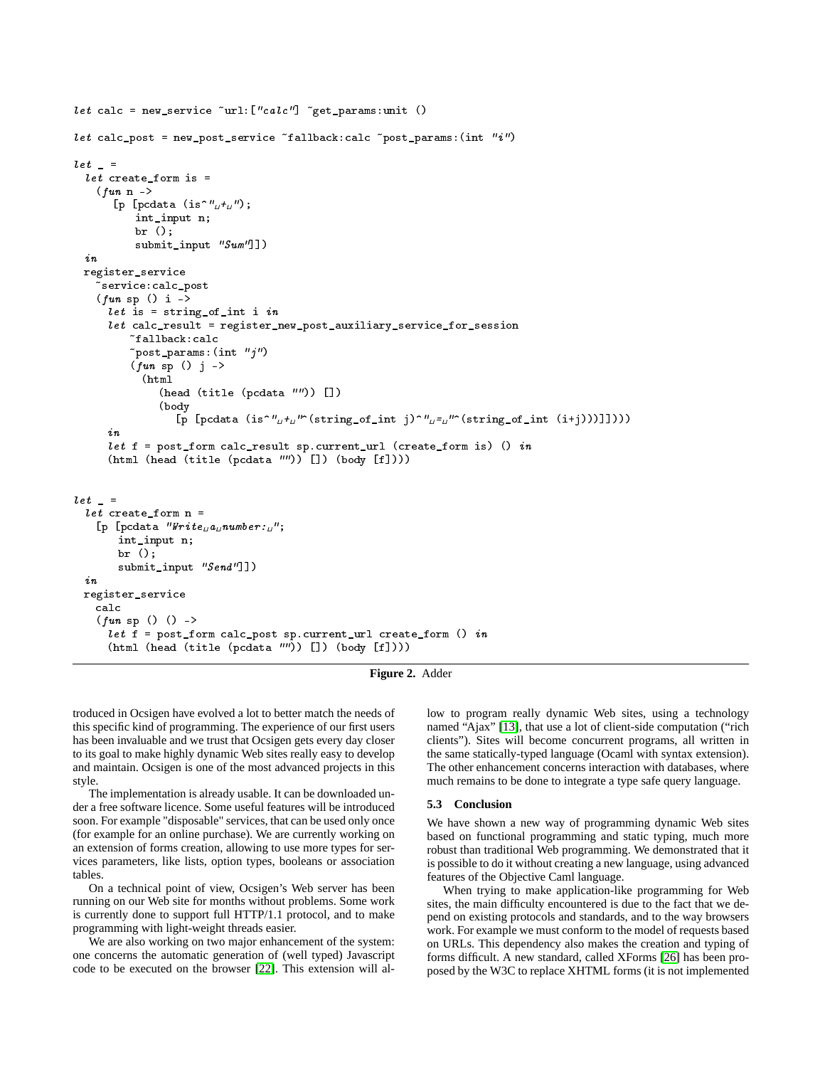```
let calc = new_service ~url:["calc"] ~get_params:unit ()

let calc_post = new_post_service ~fallback:calc ~post_params:(int "i")

let _ =
  let create_form is =
    (fun n ->
       [p [pcdata (is^" + ");
           int_input n;
           br ();
           submit_input "Sum"]])
  in
  register_service
    ~service:calc_post
    (fun sp () i ->
      let is = string_of_int i in
      let calc_result = register_new_post_auxiliary_service_for_session
          ~fallback:calc
          ~post_params:(int "j")
          (fun sp () j ->
            (html
               (head (title (pcdata "")) [])
               (body
                  [p [pcdata (is^" + "^(string_of_int j)^" = "^(string_of_int (i+j)))]])))
      in
      let f = post_form calc_result sp.current_url (create_form is) () in
      (html (head (title (pcdata "")) []) (body [f])))


let _ =
  let create_form n =
    [p [pcdata "Write a number: ";
        int_input n;
        br ();
        submit_input "Send"]])
  in
  register_service
    calc
    (fun sp () () ->
      let f = post_form calc_post sp.current_url create_form () in
      (html (head (title (pcdata "")) []) (body [f])))
```

**Figure 2.** Adder

troduced in Ocsigen have evolved a lot to better match the needs of this specific kind of programming. The experience of our first users has been invaluable and we trust that Ocsigen gets every day closer to its goal to make highly dynamic Web sites really easy to develop and maintain. Ocsigen is one of the most advanced projects in this style.

The implementation is already usable. It can be downloaded under a free software licence. Some useful features will be introduced soon. For example "disposable" services, that can be used only once (for example for an online purchase). We are currently working on an extension of forms creation, allowing to use more types for services parameters, like lists, option types, booleans or association tables.

On a technical point of view, Ocsigen's Web server has been running on our Web site for months without problems. Some work is currently done to support full HTTP/1.1 protocol, and to make programming with light-weight threads easier.

We are also working on two major enhancement of the system: one concerns the automatic generation of (well typed) Javascript code to be executed on the browser [22]. This extension will allow to program really dynamic Web sites, using a technology named "Ajax" [13], that use a lot of client-side computation ("rich clients"). Sites will become concurrent programs, all written in the same statically-typed language (Ocaml with syntax extension). The other enhancement concerns interaction with databases, where much remains to be done to integrate a type safe query language.

### 5.3 Conclusion

We have shown a new way of programming dynamic Web sites based on functional programming and static typing, much more robust than traditional Web programming. We demonstrated that it is possible to do it without creating a new language, using advanced features of the Objective Caml language.

When trying to make application-like programming for Web sites, the main difficulty encountered is due to the fact that we depend on existing protocols and standards, and to the way browsers work. For example we must conform to the model of requests based on URLs. This dependency also makes the creation and typing of forms difficult. A new standard, called XForms [26] has been proposed by the W3C to replace XHTML forms (it is not implemented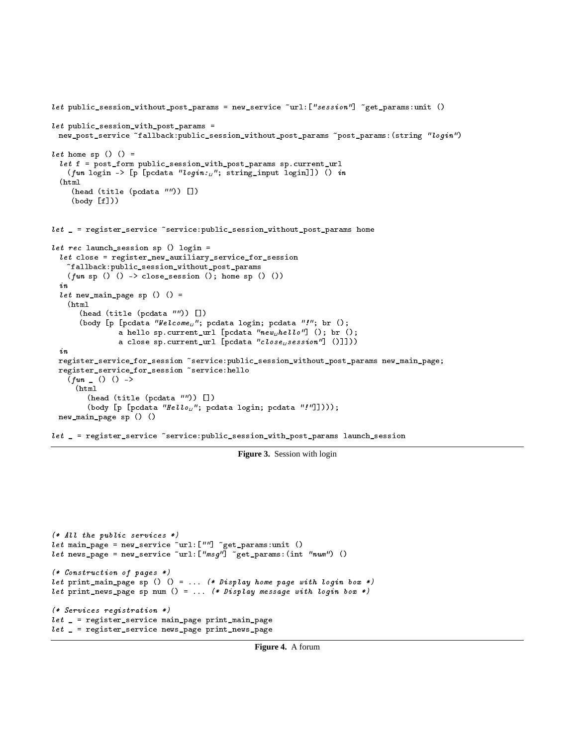```
let public_session_without_post_params = new_service ~url:["session"] ~get_params:unit ()

let public_session_with_post_params =
  new_post_service ~fallback:public_session_without_post_params ~post_params:(string "login")

let home sp () () =
  let f = post_form public_session_with_post_params sp.current_url
    (fun login -> [p [pcdata "login: "; string_input login]]) () in
  (html
     (head (title (pcdata "")) [])
     (body [f]))


let _ = register_service ~service:public_session_without_post_params home

let rec launch_session sp () login =
  let close = register_new_auxiliary_service_for_session
    ~fallback:public_session_without_post_params
    (fun sp () () -> close_session (); home sp () ())
  in
  let new_main_page sp () () =
    (html
       (head (title (pcdata "")) [])
       (body [p [pcdata "Welcome "; pcdata login; pcdata "!"; br ();
                 a hello sp.current_url [pcdata "new hello"] (); br ();
                 a close sp.current_url [pcdata "close session"] ()]]))
  in
  register_service_for_session ~service:public_session_without_post_params new_main_page;
  register_service_for_session ~service:hello
    (fun _ () () ->
      (html
         (head (title (pcdata "")) [])
         (body [p [pcdata "Hello "; pcdata login; pcdata "!"]])));
  new_main_page sp () ()

let _ = register_service ~service:public_session_with_post_params launch_session
```

**Figure 3.** Session with login

```
(* All the public services *)
let main_page = new_service ~url:[""] ~get_params:unit ()
let news_page = new_service ~url:["msg"] ~get_params:(int "num") ()

(* Construction of pages *)
let print_main_page sp () () = ... (* Display home page with login box *)
let print_news_page sp num () = ... (* Display message with login box *)

(* Services registration *)
let _ = register_service main_page print_main_page
let _ = register_service news_page print_news_page
```

**Figure 4.** A forum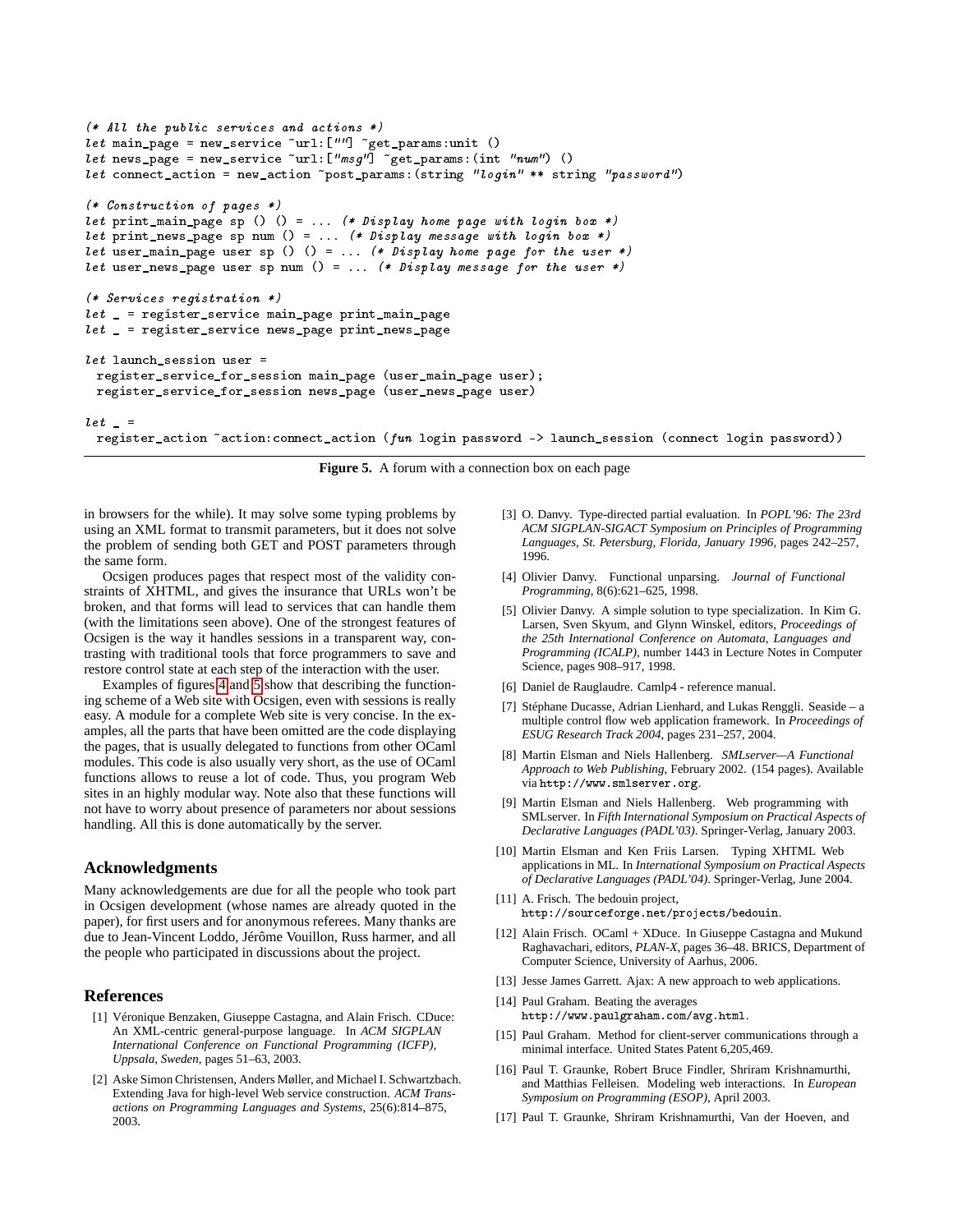```
(* All the public services and actions *)
let main_page = new_service ~url:[""] ~get_params:unit ()
let news_page = new_service ~url:["msg"] ~get_params:(int "num") ()
let connect_action = new_action ~post_params:(string "login" ** string "password")

(* Construction of pages *)
let print_main_page sp () () = ... (* Display home page with login box *)
let print_news_page sp num () = ... (* Display message with login box *)
let user_main_page user sp () () = ... (* Display home page for the user *)
let user_news_page user sp num () = ... (* Display message for the user *)

(* Services registration *)
let _ = register_service main_page print_main_page
let _ = register_service news_page print_news_page

let launch_session user =
  register_service_for_session main_page (user_main_page user);
  register_service_for_session news_page (user_news_page user)

let _ =
  register_action ~action:connect_action (fun login password -> launch_session (connect login password))
```

**Figure 5.** A forum with a connection box on each page

in browsers for the while). It may solve some typing problems by using an XML format to transmit parameters, but it does not solve the problem of sending both GET and POST parameters through the same form.

Ocsigen produces pages that respect most of the validity constraints of XHTML, and gives the insurance that URLs won't be broken, and that forms will lead to services that can handle them (with the limitations seen above). One of the strongest features of Ocsigen is the way it handles sessions in a transparent way, contrasting with traditional tools that force programmers to save and restore control state at each step of the interaction with the user.

Examples of figures 4 and 5 show that describing the functioning scheme of a Web site with Ocsigen, even with sessions is really easy. A module for a complete Web site is very concise. In the examples, all the parts that have been omitted are the code displaying the pages, that is usually delegated to functions from other OCaml modules. This code is also usually very short, as the use of OCaml functions allows to reuse a lot of code. Thus, you program Web sites in an highly modular way. Note also that these functions will not have to worry about presence of parameters nor about sessions handling. All this is done automatically by the server.

## Acknowledgments

Many acknowledgements are due for all the people who took part in Ocsigen development (whose names are already quoted in the paper), for first users and for anonymous referees. Many thanks are due to Jean-Vincent Loddo, Jérôme Vouillon, Russ harmer, and all the people who participated in discussions about the project.

## References

[1] Véronique Benzaken, Giuseppe Castagna, and Alain Frisch. CDuce: An XML-centric general-purpose language. In *ACM SIGPLAN International Conference on Functional Programming (ICFP), Uppsala, Sweden*, pages 51–63, 2003.

[2] Aske Simon Christensen, Anders Møller, and Michael I. Schwartzbach. Extending Java for high-level Web service construction. *ACM Transactions on Programming Languages and Systems*, 25(6):814–875, 2003.

[3] O. Danvy. Type-directed partial evaluation. In *POPL'96: The 23rd ACM SIGPLAN-SIGACT Symposium on Principles of Programming Languages, St. Petersburg, Florida, January 1996*, pages 242–257, 1996.

[4] Olivier Danvy. Functional unparsing. *Journal of Functional Programming*, 8(6):621–625, 1998.

[5] Olivier Danvy. A simple solution to type specialization. In Kim G. Larsen, Sven Skyum, and Glynn Winskel, editors, *Proceedings of the 25th International Conference on Automata, Languages and Programming (ICALP)*, number 1443 in Lecture Notes in Computer Science, pages 908–917, 1998.

[6] Daniel de Rauglaudre. Camlp4 - reference manual.

[7] Stéphane Ducasse, Adrian Lienhard, and Lukas Renggli. Seaside – a multiple control flow web application framework. In *Proceedings of ESUG Research Track 2004*, pages 231–257, 2004.

[8] Martin Elsman and Niels Hallenberg. *SMLserver—A Functional Approach to Web Publishing*, February 2002. (154 pages). Available via http://www.smlserver.org.

[9] Martin Elsman and Niels Hallenberg. Web programming with SMLserver. In *Fifth International Symposium on Practical Aspects of Declarative Languages (PADL'03)*. Springer-Verlag, January 2003.

[10] Martin Elsman and Ken Friis Larsen. Typing XHTML Web applications in ML. In *International Symposium on Practical Aspects of Declarative Languages (PADL'04)*. Springer-Verlag, June 2004.

[11] A. Frisch. The bedouin project, http://sourceforge.net/projects/bedouin.

[12] Alain Frisch. OCaml + XDuce. In Giuseppe Castagna and Mukund Raghavachari, editors, *PLAN-X*, pages 36–48. BRICS, Department of Computer Science, University of Aarhus, 2006.

[13] Jesse James Garrett. Ajax: A new approach to web applications.

[14] Paul Graham. Beating the averages http://www.paulgraham.com/avg.html.

[15] Paul Graham. Method for client-server communications through a minimal interface. United States Patent 6,205,469.

[16] Paul T. Graunke, Robert Bruce Findler, Shriram Krishnamurthi, and Matthias Felleisen. Modeling web interactions. In *European Symposium on Programming (ESOP)*, April 2003.

[17] Paul T. Graunke, Shriram Krishnamurthi, Van der Hoeven, and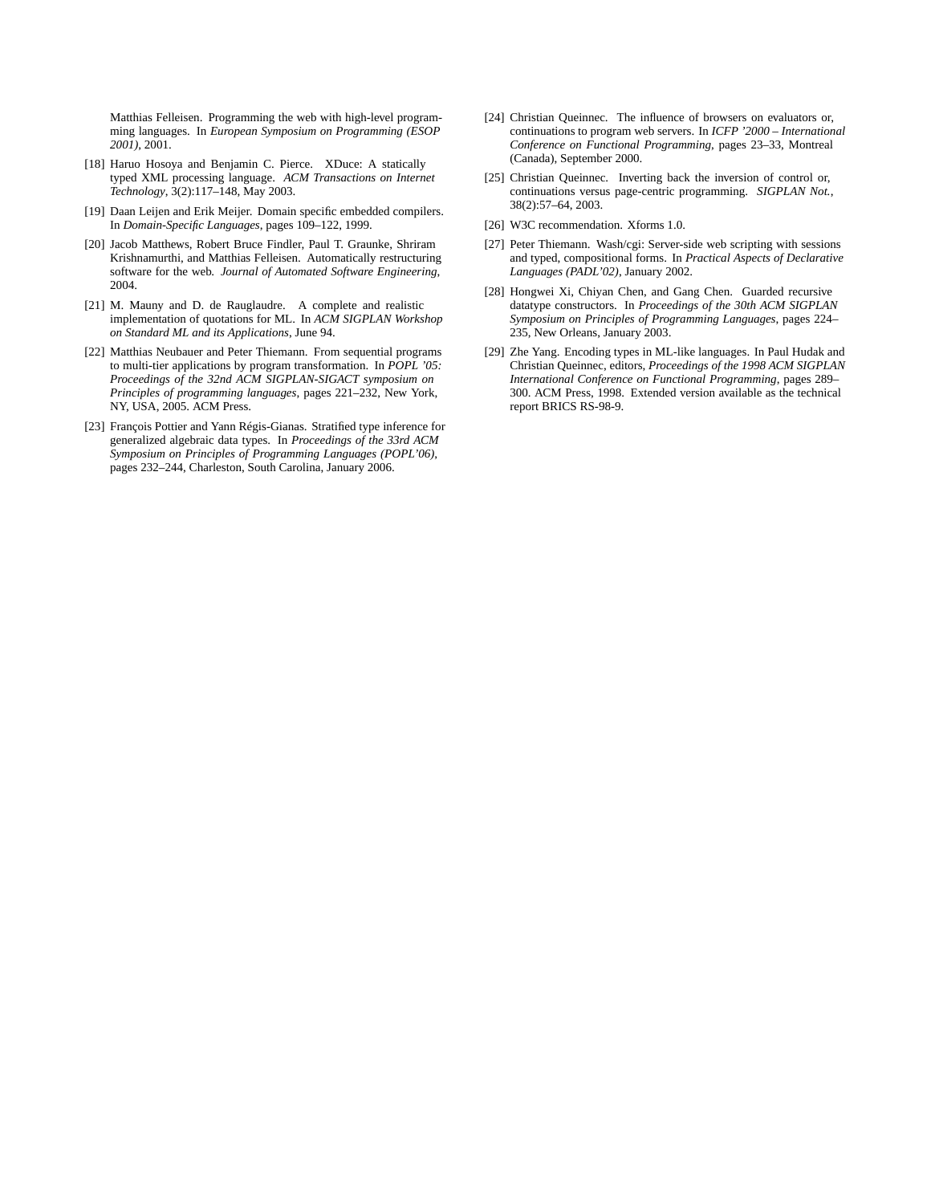Matthias Felleisen. Programming the web with high-level programming languages. In *European Symposium on Programming (ESOP 2001)*, 2001.

[18] Haruo Hosoya and Benjamin C. Pierce. XDuce: A statically typed XML processing language. *ACM Transactions on Internet Technology*, 3(2):117–148, May 2003.

[19] Daan Leijen and Erik Meijer. Domain specific embedded compilers. In *Domain-Specific Languages*, pages 109–122, 1999.

[20] Jacob Matthews, Robert Bruce Findler, Paul T. Graunke, Shriram Krishnamurthi, and Matthias Felleisen. Automatically restructuring software for the web. *Journal of Automated Software Engineering*, 2004.

[21] M. Mauny and D. de Rauglaudre. A complete and realistic implementation of quotations for ML. In *ACM SIGPLAN Workshop on Standard ML and its Applications*, June 94.

[22] Matthias Neubauer and Peter Thiemann. From sequential programs to multi-tier applications by program transformation. In *POPL '05: Proceedings of the 32nd ACM SIGPLAN-SIGACT symposium on Principles of programming languages*, pages 221–232, New York, NY, USA, 2005. ACM Press.

[23] François Pottier and Yann Régis-Gianas. Stratified type inference for generalized algebraic data types. In *Proceedings of the 33rd ACM Symposium on Principles of Programming Languages (POPL'06)*, pages 232–244, Charleston, South Carolina, January 2006.

[24] Christian Queinnec. The influence of browsers on evaluators or, continuations to program web servers. In *ICFP '2000 – International Conference on Functional Programming*, pages 23–33, Montreal (Canada), September 2000.

[25] Christian Queinnec. Inverting back the inversion of control or, continuations versus page-centric programming. *SIGPLAN Not.*, 38(2):57–64, 2003.

[26] W3C recommendation. Xforms 1.0.

[27] Peter Thiemann. Wash/cgi: Server-side web scripting with sessions and typed, compositional forms. In *Practical Aspects of Declarative Languages (PADL'02)*, January 2002.

[28] Hongwei Xi, Chiyan Chen, and Gang Chen. Guarded recursive datatype constructors. In *Proceedings of the 30th ACM SIGPLAN Symposium on Principles of Programming Languages*, pages 224–235, New Orleans, January 2003.

[29] Zhe Yang. Encoding types in ML-like languages. In Paul Hudak and Christian Queinnec, editors, *Proceedings of the 1998 ACM SIGPLAN International Conference on Functional Programming*, pages 289–300. ACM Press, 1998. Extended version available as the technical report BRICS RS-98-9.